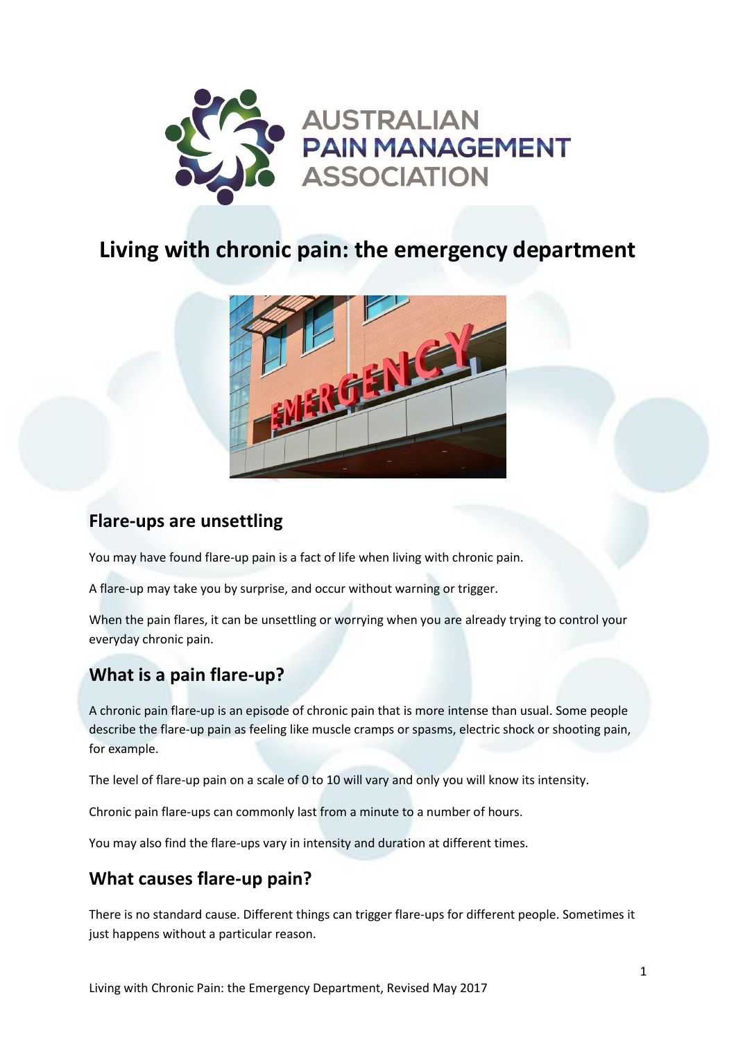AUSTRALIAN PAIN MANAGEMENT ASSOCIATION

# Living with chronic pain: the emergency department

## Flare-ups are unsettling

You may have found flare-up pain is a fact of life when living with chronic pain.

A flare-up may take you by surprise, and occur without warning or trigger.

When the pain flares, it can be unsettling or worrying when you are already trying to control your everyday chronic pain.

## What is a pain flare-up?

A chronic pain flare-up is an episode of chronic pain that is more intense than usual. Some people describe the flare-up pain as feeling like muscle cramps or spasms, electric shock or shooting pain, for example.

The level of flare-up pain on a scale of 0 to 10 will vary and only you will know its intensity.

Chronic pain flare-ups can commonly last from a minute to a number of hours.

You may also find the flare-ups vary in intensity and duration at different times.

## What causes flare-up pain?

There is no standard cause. Different things can trigger flare-ups for different people. Sometimes it just happens without a particular reason.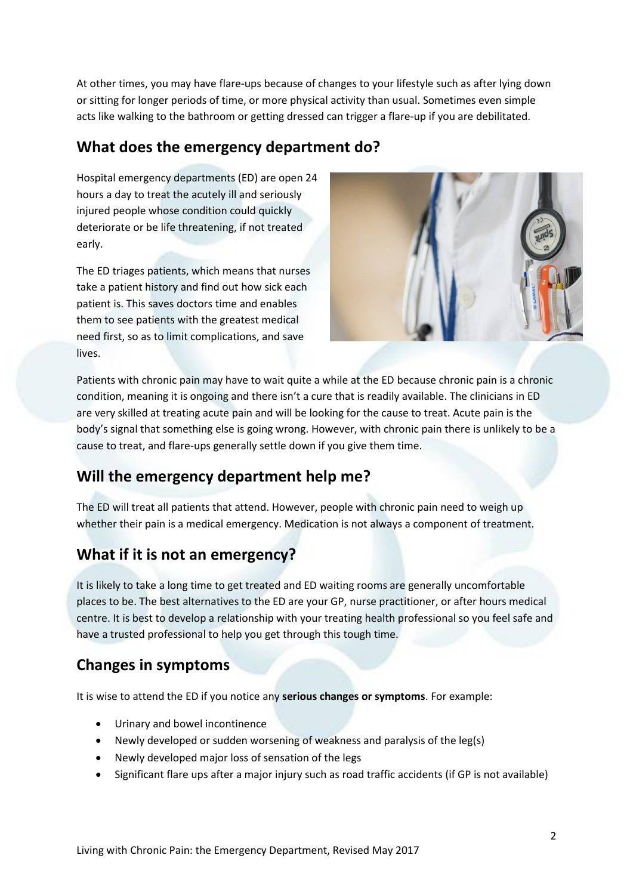At other times, you may have flare-ups because of changes to your lifestyle such as after lying down or sitting for longer periods of time, or more physical activity than usual. Sometimes even simple acts like walking to the bathroom or getting dressed can trigger a flare-up if you are debilitated.

## What does the emergency department do?

Hospital emergency departments (ED) are open 24 hours a day to treat the acutely ill and seriously injured people whose condition could quickly deteriorate or be life threatening, if not treated early.

The ED triages patients, which means that nurses take a patient history and find out how sick each patient is. This saves doctors time and enables them to see patients with the greatest medical need first, so as to limit complications, and save lives.

Patients with chronic pain may have to wait quite a while at the ED because chronic pain is a chronic condition, meaning it is ongoing and there isn't a cure that is readily available. The clinicians in ED are very skilled at treating acute pain and will be looking for the cause to treat. Acute pain is the body's signal that something else is going wrong. However, with chronic pain there is unlikely to be a cause to treat, and flare-ups generally settle down if you give them time.

## Will the emergency department help me?

The ED will treat all patients that attend. However, people with chronic pain need to weigh up whether their pain is a medical emergency. Medication is not always a component of treatment.

## What if it is not an emergency?

It is likely to take a long time to get treated and ED waiting rooms are generally uncomfortable places to be. The best alternatives to the ED are your GP, nurse practitioner, or after hours medical centre. It is best to develop a relationship with your treating health professional so you feel safe and have a trusted professional to help you get through this tough time.

## Changes in symptoms

It is wise to attend the ED if you notice any **serious changes or symptoms**. For example:

- Urinary and bowel incontinence
- Newly developed or sudden worsening of weakness and paralysis of the leg(s)
- Newly developed major loss of sensation of the legs
- Significant flare ups after a major injury such as road traffic accidents (if GP is not available)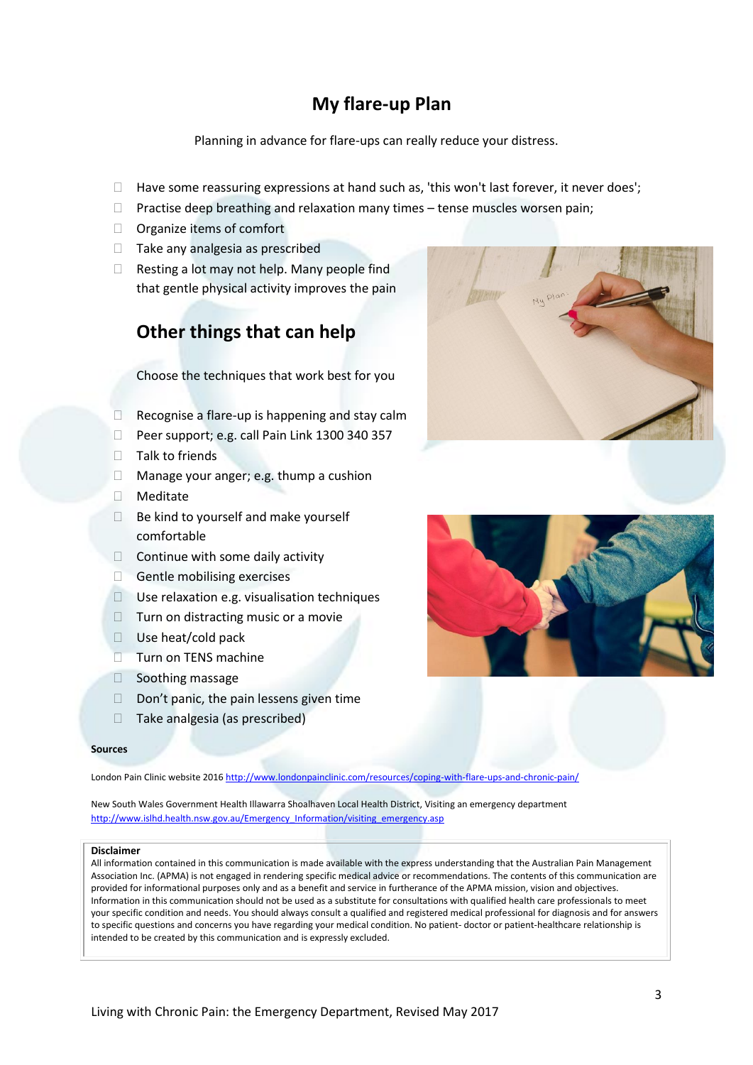# My flare-up Plan

Planning in advance for flare-ups can really reduce your distress.

- Have some reassuring expressions at hand such as, 'this won't last forever, it never does';
- Practise deep breathing and relaxation many times – tense muscles worsen pain;
- Organize items of comfort
- Take any analgesia as prescribed
- Resting a lot may not help. Many people find that gentle physical activity improves the pain

## Other things that can help

Choose the techniques that work best for you

- Recognise a flare-up is happening and stay calm
- Peer support; e.g. call Pain Link 1300 340 357
- Talk to friends
- Manage your anger; e.g. thump a cushion
- Meditate
- Be kind to yourself and make yourself comfortable
- Continue with some daily activity
- Gentle mobilising exercises
- Use relaxation e.g. visualisation techniques
- Turn on distracting music or a movie
- Use heat/cold pack
- Turn on TENS machine
- Soothing massage
- Don't panic, the pain lessens given time
- Take analgesia (as prescribed)

**Sources**

London Pain Clinic website 2016 http://www.londonpainclinic.com/resources/coping-with-flare-ups-and-chronic-pain/

New South Wales Government Health Illawarra Shoalhaven Local Health District, Visiting an emergency department http://www.islhd.health.nsw.gov.au/Emergency_Information/visiting_emergency.asp

**Disclaimer**

All information contained in this communication is made available with the express understanding that the Australian Pain Management Association Inc. (APMA) is not engaged in rendering specific medical advice or recommendations. The contents of this communication are provided for informational purposes only and as a benefit and service in furtherance of the APMA mission, vision and objectives. Information in this communication should not be used as a substitute for consultations with qualified health care professionals to meet your specific condition and needs. You should always consult a qualified and registered medical professional for diagnosis and for answers to specific questions and concerns you have regarding your medical condition. No patient- doctor or patient-healthcare relationship is intended to be created by this communication and is expressly excluded.